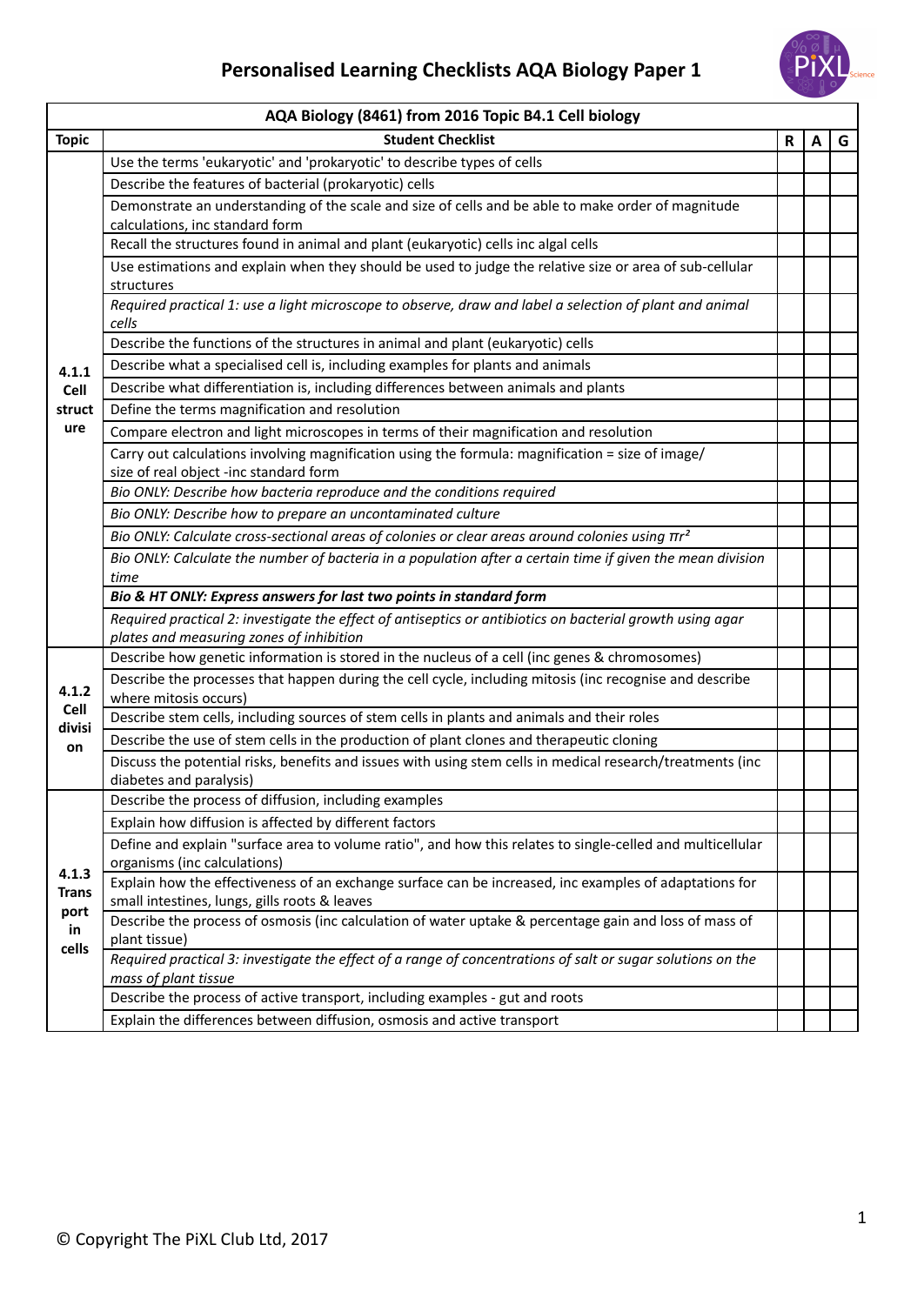# Personalised Learning Checklists AQA Biology Paper 1

| AQA Biology (8461) from 2016 Topic B4.1 Cell biology | | | | |
|---|---|---|---|---|
| **Topic** | **Student Checklist** | **R** | **A** | **G** |
| **4.1.1 Cell structure** | Use the terms 'eukaryotic' and 'prokaryotic' to describe types of cells | | | |
| | Describe the features of bacterial (prokaryotic) cells | | | |
| | Demonstrate an understanding of the scale and size of cells and be able to make order of magnitude calculations, inc standard form | | | |
| | Recall the structures found in animal and plant (eukaryotic) cells inc algal cells | | | |
| | Use estimations and explain when they should be used to judge the relative size or area of sub-cellular structures | | | |
| | *Required practical 1: use a light microscope to observe, draw and label a selection of plant and animal cells* | | | |
| | Describe the functions of the structures in animal and plant (eukaryotic) cells | | | |
| | Describe what a specialised cell is, including examples for plants and animals | | | |
| | Describe what differentiation is, including differences between animals and plants | | | |
| | Define the terms magnification and resolution | | | |
| | Compare electron and light microscopes in terms of their magnification and resolution | | | |
| | Carry out calculations involving magnification using the formula: magnification = size of image/ size of real object -inc standard form | | | |
| | *Bio ONLY: Describe how bacteria reproduce and the conditions required* | | | |
| | *Bio ONLY: Describe how to prepare an uncontaminated culture* | | | |
| | *Bio ONLY: Calculate cross-sectional areas of colonies or clear areas around colonies using $\pi r^2$* | | | |
| | *Bio ONLY: Calculate the number of bacteria in a population after a certain time if given the mean division time* | | | |
| | ***Bio & HT ONLY: Express answers for last two points in standard form*** | | | |
| | *Required practical 2: investigate the effect of antiseptics or antibiotics on bacterial growth using agar plates and measuring zones of inhibition* | | | |
| **4.1.2 Cell division** | Describe how genetic information is stored in the nucleus of a cell (inc genes & chromosomes) | | | |
| | Describe the processes that happen during the cell cycle, including mitosis (inc recognise and describe where mitosis occurs) | | | |
| | Describe stem cells, including sources of stem cells in plants and animals and their roles | | | |
| | Describe the use of stem cells in the production of plant clones and therapeutic cloning | | | |
| | Discuss the potential risks, benefits and issues with using stem cells in medical research/treatments (inc diabetes and paralysis) | | | |
| **4.1.3 Transport in cells** | Describe the process of diffusion, including examples | | | |
| | Explain how diffusion is affected by different factors | | | |
| | Define and explain "surface area to volume ratio", and how this relates to single-celled and multicellular organisms (inc calculations) | | | |
| | Explain how the effectiveness of an exchange surface can be increased, inc examples of adaptations for small intestines, lungs, gills roots & leaves | | | |
| | Describe the process of osmosis (inc calculation of water uptake & percentage gain and loss of mass of plant tissue) | | | |
| | *Required practical 3: investigate the effect of a range of concentrations of salt or sugar solutions on the mass of plant tissue* | | | |
| | Describe the process of active transport, including examples - gut and roots | | | |
| | Explain the differences between diffusion, osmosis and active transport | | | |

© Copyright The PiXL Club Ltd, 2017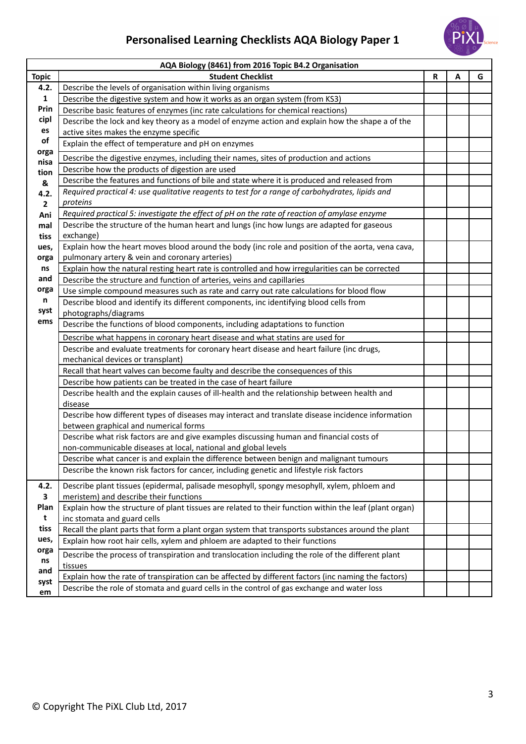# Personalised Learning Checklists AQA Biology Paper 1

| AQA Biology (8461) from 2016 Topic B4.2 Organisation | | | | |
|---|---|---|---|---|
| **Topic** | **Student Checklist** | **R** | **A** | **G** |
| 4.2.1 Principles of organisation & 4.2.2 Animal tissues, organs and organ systems | Describe the levels of organisation within living organisms | | | |
| | Describe the digestive system and how it works as an organ system (from KS3) | | | |
| | Describe basic features of enzymes (inc rate calculations for chemical reactions) | | | |
| | Describe the lock and key theory as a model of enzyme action and explain how the shape a of the active sites makes the enzyme specific | | | |
| | Explain the effect of temperature and pH on enzymes | | | |
| | Describe the digestive enzymes, including their names, sites of production and actions | | | |
| | Describe how the products of digestion are used | | | |
| | Describe the features and functions of bile and state where it is produced and released from | | | |
| | *Required practical 4: use qualitative reagents to test for a range of carbohydrates, lipids and proteins* | | | |
| | *Required practical 5: investigate the effect of pH on the rate of reaction of amylase enzyme* | | | |
| | Describe the structure of the human heart and lungs (inc how lungs are adapted for gaseous exchange) | | | |
| | Explain how the heart moves blood around the body (inc role and position of the aorta, vena cava, pulmonary artery & vein and coronary arteries) | | | |
| | Explain how the natural resting heart rate is controlled and how irregularities can be corrected | | | |
| | Describe the structure and function of arteries, veins and capillaries | | | |
| | Use simple compound measures such as rate and carry out rate calculations for blood flow | | | |
| | Describe blood and identify its different components, inc identifying blood cells from photographs/diagrams | | | |
| | Describe the functions of blood components, including adaptations to function | | | |
| | Describe what happens in coronary heart disease and what statins are used for | | | |
| | Describe and evaluate treatments for coronary heart disease and heart failure (inc drugs, mechanical devices or transplant) | | | |
| | Recall that heart valves can become faulty and describe the consequences of this | | | |
| | Describe how patients can be treated in the case of heart failure | | | |
| | Describe health and the explain causes of ill-health and the relationship between health and disease | | | |
| | Describe how different types of diseases may interact and translate disease incidence information between graphical and numerical forms | | | |
| | Describe what risk factors are and give examples discussing human and financial costs of non-communicable diseases at local, national and global levels | | | |
| | Describe what cancer is and explain the difference between benign and malignant tumours | | | |
| | Describe the known risk factors for cancer, including genetic and lifestyle risk factors | | | |
| 4.2.3 Plant tissues, organs and system | Describe plant tissues (epidermal, palisade mesophyll, spongy mesophyll, xylem, phloem and meristem) and describe their functions | | | |
| | Explain how the structure of plant tissues are related to their function within the leaf (plant organ) inc stomata and guard cells | | | |
| | Recall the plant parts that form a plant organ system that transports substances around the plant | | | |
| | Explain how root hair cells, xylem and phloem are adapted to their functions | | | |
| | Describe the process of transpiration and translocation including the role of the different plant tissues | | | |
| | Explain how the rate of transpiration can be affected by different factors (inc naming the factors) | | | |
| | Describe the role of stomata and guard cells in the control of gas exchange and water loss | | | |

© Copyright The PiXL Club Ltd, 2017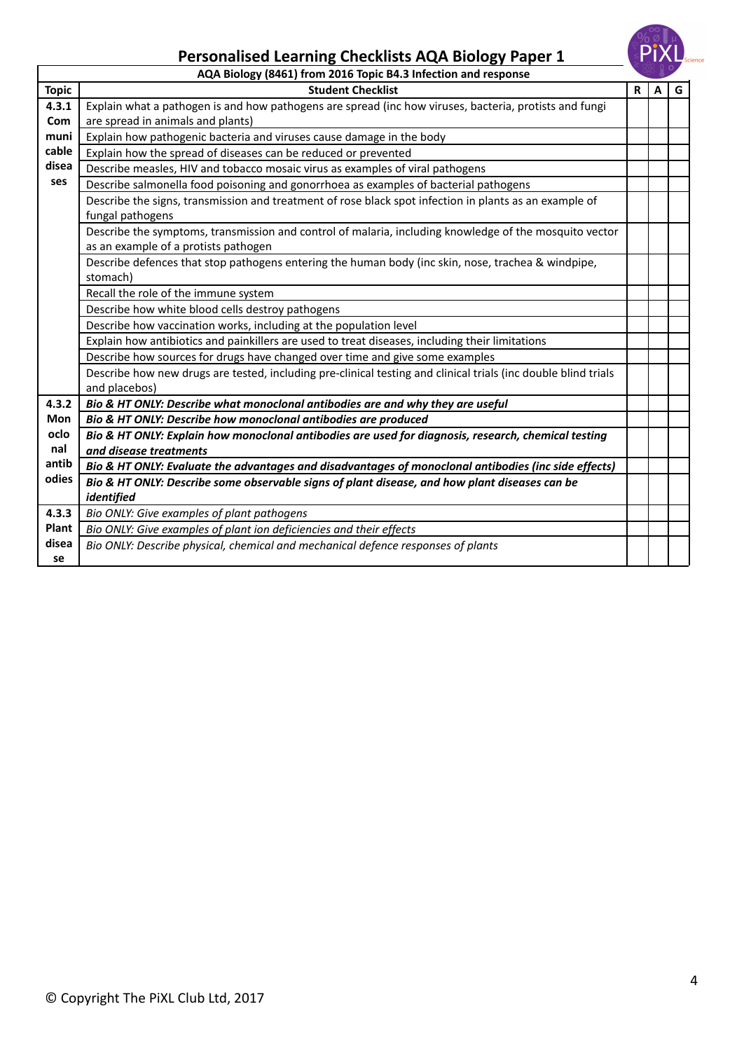# Personalised Learning Checklists AQA Biology Paper 1

## AQA Biology (8461) from 2016 Topic B4.3 Infection and response

| Topic | Student Checklist | R | A | G |
|---|---|---|---|---|
| 4.3.1 Communicable diseases | Explain what a pathogen is and how pathogens are spread (inc how viruses, bacteria, protists and fungi are spread in animals and plants) | | | |
| | Explain how pathogenic bacteria and viruses cause damage in the body | | | |
| | Explain how the spread of diseases can be reduced or prevented | | | |
| | Describe measles, HIV and tobacco mosaic virus as examples of viral pathogens | | | |
| | Describe salmonella food poisoning and gonorrhoea as examples of bacterial pathogens | | | |
| | Describe the signs, transmission and treatment of rose black spot infection in plants as an example of fungal pathogens | | | |
| | Describe the symptoms, transmission and control of malaria, including knowledge of the mosquito vector as an example of a protists pathogen | | | |
| | Describe defences that stop pathogens entering the human body (inc skin, nose, trachea & windpipe, stomach) | | | |
| | Recall the role of the immune system | | | |
| | Describe how white blood cells destroy pathogens | | | |
| | Describe how vaccination works, including at the population level | | | |
| | Explain how antibiotics and painkillers are used to treat diseases, including their limitations | | | |
| | Describe how sources for drugs have changed over time and give some examples | | | |
| | Describe how new drugs are tested, including pre-clinical testing and clinical trials (inc double blind trials and placebos) | | | |
| 4.3.2 Monoclonal antibodies | ***Bio & HT ONLY: Describe what monoclonal antibodies are and why they are useful*** | | | |
| | ***Bio & HT ONLY: Describe how monoclonal antibodies are produced*** | | | |
| | ***Bio & HT ONLY: Explain how monoclonal antibodies are used for diagnosis, research, chemical testing and disease treatments*** | | | |
| | ***Bio & HT ONLY: Evaluate the advantages and disadvantages of monoclonal antibodies (inc side effects)*** | | | |
| | ***Bio & HT ONLY: Describe some observable signs of plant disease, and how plant diseases can be identified*** | | | |
| 4.3.3 Plant disease | *Bio ONLY: Give examples of plant pathogens* | | | |
| | *Bio ONLY: Give examples of plant ion deficiencies and their effects* | | | |
| | *Bio ONLY: Describe physical, chemical and mechanical defence responses of plants* | | | |

© Copyright The PiXL Club Ltd, 2017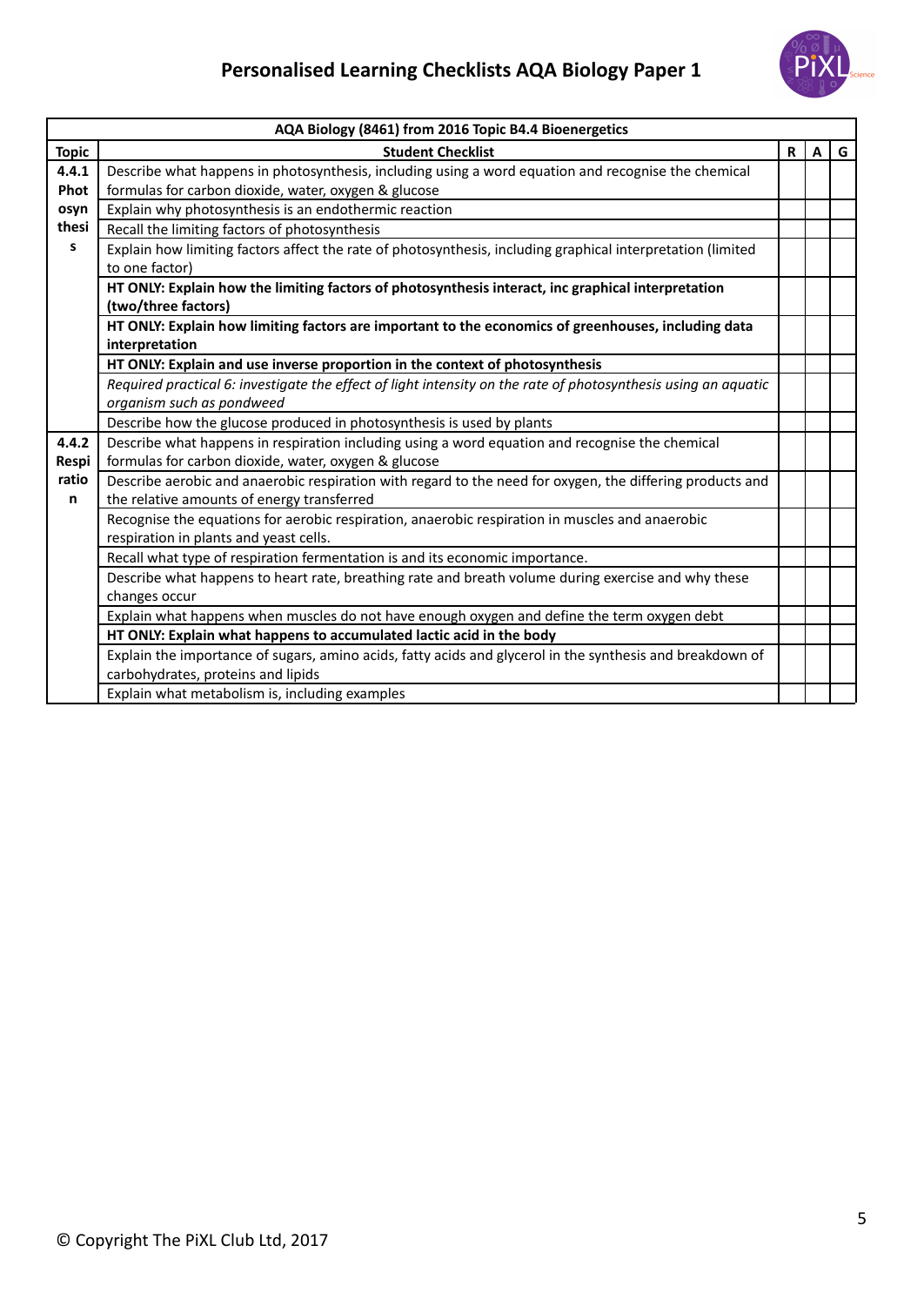# Personalised Learning Checklists AQA Biology Paper 1

| AQA Biology (8461) from 2016 Topic B4.4 Bioenergetics | | | | |
|---|---|---|---|---|
| **Topic** | **Student Checklist** | **R** | **A** | **G** |
| **4.4.1 Photosynthesis** | Describe what happens in photosynthesis, including using a word equation and recognise the chemical formulas for carbon dioxide, water, oxygen & glucose | | | |
| | Explain why photosynthesis is an endothermic reaction | | | |
| | Recall the limiting factors of photosynthesis | | | |
| | Explain how limiting factors affect the rate of photosynthesis, including graphical interpretation (limited to one factor) | | | |
| | **HT ONLY: Explain how the limiting factors of photosynthesis interact, inc graphical interpretation (two/three factors)** | | | |
| | **HT ONLY: Explain how limiting factors are important to the economics of greenhouses, including data interpretation** | | | |
| | **HT ONLY: Explain and use inverse proportion in the context of photosynthesis** | | | |
| | *Required practical 6: investigate the effect of light intensity on the rate of photosynthesis using an aquatic organism such as pondweed* | | | |
| | Describe how the glucose produced in photosynthesis is used by plants | | | |
| **4.4.2 Respiration** | Describe what happens in respiration including using a word equation and recognise the chemical formulas for carbon dioxide, water, oxygen & glucose | | | |
| | Describe aerobic and anaerobic respiration with regard to the need for oxygen, the differing products and the relative amounts of energy transferred | | | |
| | Recognise the equations for aerobic respiration, anaerobic respiration in muscles and anaerobic respiration in plants and yeast cells. | | | |
| | Recall what type of respiration fermentation is and its economic importance. | | | |
| | Describe what happens to heart rate, breathing rate and breath volume during exercise and why these changes occur | | | |
| | Explain what happens when muscles do not have enough oxygen and define the term oxygen debt | | | |
| | **HT ONLY: Explain what happens to accumulated lactic acid in the body** | | | |
| | Explain the importance of sugars, amino acids, fatty acids and glycerol in the synthesis and breakdown of carbohydrates, proteins and lipids | | | |
| | Explain what metabolism is, including examples | | | |

© Copyright The PiXL Club Ltd, 2017